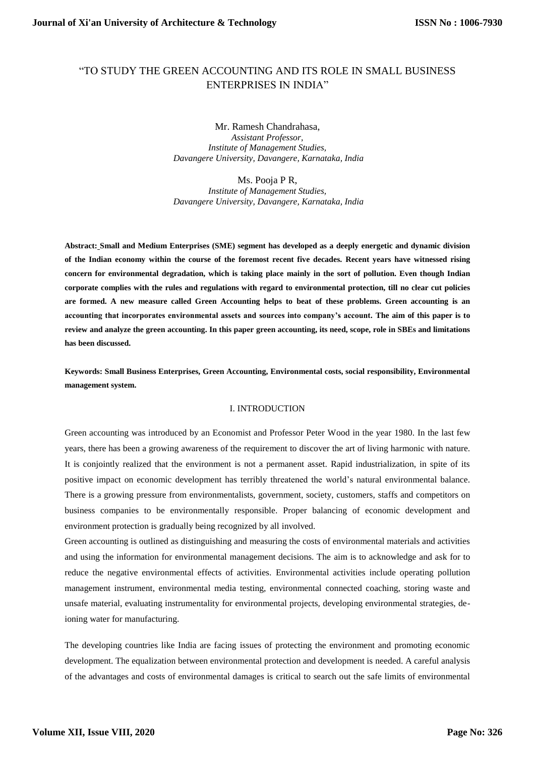# "TO STUDY THE GREEN ACCOUNTING AND ITS ROLE IN SMALL BUSINESS ENTERPRISES IN INDIA"

Mr. Ramesh Chandrahasa,
*Assistant Professor,*
*Institute of Management Studies,*
*Davangere University, Davangere, Karnataka, India*

Ms. Pooja P R,
*Institute of Management Studies,*
*Davangere University, Davangere, Karnataka, India*

**Abstract: Small and Medium Enterprises (SME) segment has developed as a deeply energetic and dynamic division of the Indian economy within the course of the foremost recent five decades. Recent years have witnessed rising concern for environmental degradation, which is taking place mainly in the sort of pollution. Even though Indian corporate complies with the rules and regulations with regard to environmental protection, till no clear cut policies are formed. A new measure called Green Accounting helps to beat of these problems. Green accounting is an accounting that incorporates environmental assets and sources into company's account. The aim of this paper is to review and analyze the green accounting. In this paper green accounting, its need, scope, role in SBEs and limitations has been discussed.**

**Keywords: Small Business Enterprises, Green Accounting, Environmental costs, social responsibility, Environmental management system.**

## I. INTRODUCTION

Green accounting was introduced by an Economist and Professor Peter Wood in the year 1980. In the last few years, there has been a growing awareness of the requirement to discover the art of living harmonic with nature. It is conjointly realized that the environment is not a permanent asset. Rapid industrialization, in spite of its positive impact on economic development has terribly threatened the world's natural environmental balance. There is a growing pressure from environmentalists, government, society, customers, staffs and competitors on business companies to be environmentally responsible. Proper balancing of economic development and environment protection is gradually being recognized by all involved.

Green accounting is outlined as distinguishing and measuring the costs of environmental materials and activities and using the information for environmental management decisions. The aim is to acknowledge and ask for to reduce the negative environmental effects of activities. Environmental activities include operating pollution management instrument, environmental media testing, environmental connected coaching, storing waste and unsafe material, evaluating instrumentality for environmental projects, developing environmental strategies, de-ioning water for manufacturing.

The developing countries like India are facing issues of protecting the environment and promoting economic development. The equalization between environmental protection and development is needed. A careful analysis of the advantages and costs of environmental damages is critical to search out the safe limits of environmental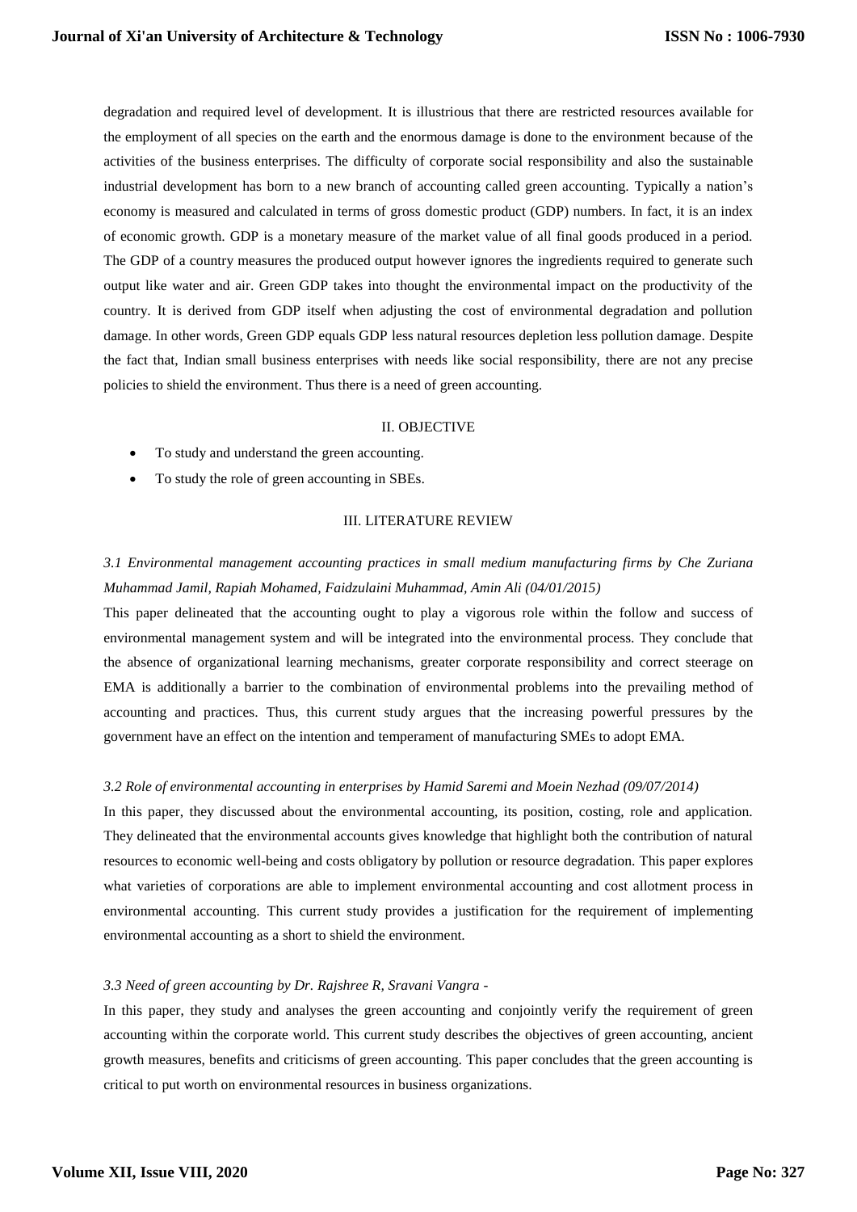degradation and required level of development. It is illustrious that there are restricted resources available for the employment of all species on the earth and the enormous damage is done to the environment because of the activities of the business enterprises. The difficulty of corporate social responsibility and also the sustainable industrial development has born to a new branch of accounting called green accounting. Typically a nation's economy is measured and calculated in terms of gross domestic product (GDP) numbers. In fact, it is an index of economic growth. GDP is a monetary measure of the market value of all final goods produced in a period. The GDP of a country measures the produced output however ignores the ingredients required to generate such output like water and air. Green GDP takes into thought the environmental impact on the productivity of the country. It is derived from GDP itself when adjusting the cost of environmental degradation and pollution damage. In other words, Green GDP equals GDP less natural resources depletion less pollution damage. Despite the fact that, Indian small business enterprises with needs like social responsibility, there are not any precise policies to shield the environment. Thus there is a need of green accounting.

## II. OBJECTIVE

- To study and understand the green accounting.
- To study the role of green accounting in SBEs.

## III. LITERATURE REVIEW

### *3.1 Environmental management accounting practices in small medium manufacturing firms by Che Zuriana Muhammad Jamil, Rapiah Mohamed, Faidzulaini Muhammad, Amin Ali (04/01/2015)*

This paper delineated that the accounting ought to play a vigorous role within the follow and success of environmental management system and will be integrated into the environmental process. They conclude that the absence of organizational learning mechanisms, greater corporate responsibility and correct steerage on EMA is additionally a barrier to the combination of environmental problems into the prevailing method of accounting and practices. Thus, this current study argues that the increasing powerful pressures by the government have an effect on the intention and temperament of manufacturing SMEs to adopt EMA.

### *3.2 Role of environmental accounting in enterprises by Hamid Saremi and Moein Nezhad (09/07/2014)*

In this paper, they discussed about the environmental accounting, its position, costing, role and application. They delineated that the environmental accounts gives knowledge that highlight both the contribution of natural resources to economic well-being and costs obligatory by pollution or resource degradation. This paper explores what varieties of corporations are able to implement environmental accounting and cost allotment process in environmental accounting. This current study provides a justification for the requirement of implementing environmental accounting as a short to shield the environment.

### *3.3 Need of green accounting by Dr. Rajshree R, Sravani Vangra -*

In this paper, they study and analyses the green accounting and conjointly verify the requirement of green accounting within the corporate world. This current study describes the objectives of green accounting, ancient growth measures, benefits and criticisms of green accounting. This paper concludes that the green accounting is critical to put worth on environmental resources in business organizations.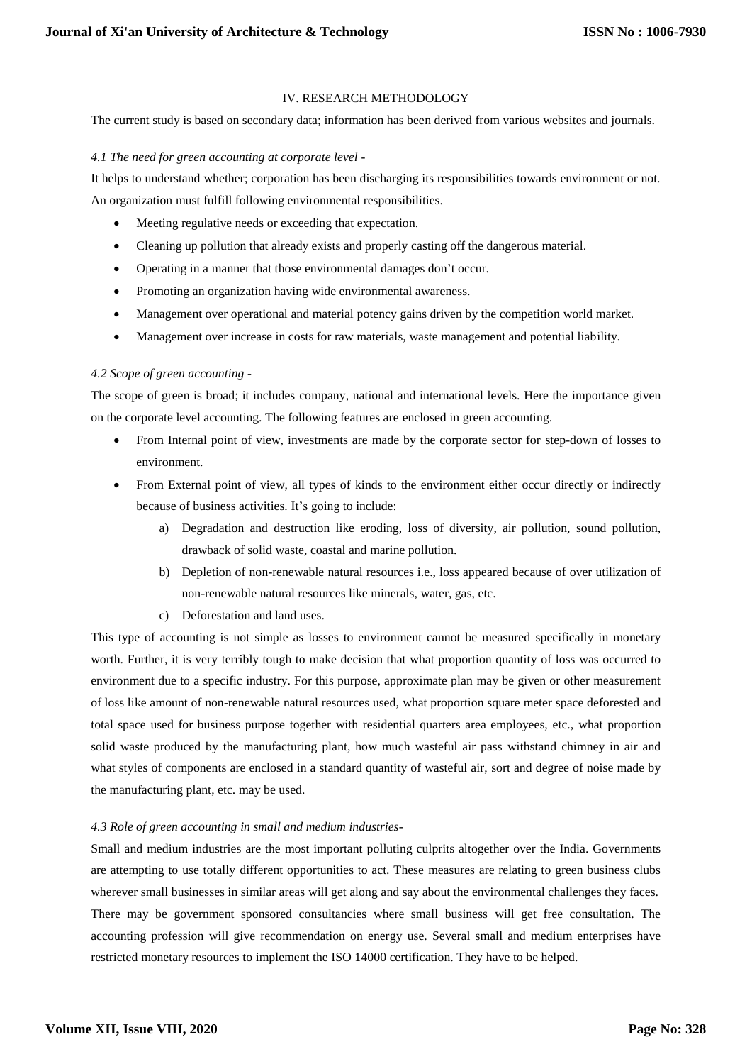## IV. RESEARCH METHODOLOGY

The current study is based on secondary data; information has been derived from various websites and journals.

*4.1 The need for green accounting at corporate level -*

It helps to understand whether; corporation has been discharging its responsibilities towards environment or not. An organization must fulfill following environmental responsibilities.

- Meeting regulative needs or exceeding that expectation.
- Cleaning up pollution that already exists and properly casting off the dangerous material.
- Operating in a manner that those environmental damages don't occur.
- Promoting an organization having wide environmental awareness.
- Management over operational and material potency gains driven by the competition world market.
- Management over increase in costs for raw materials, waste management and potential liability.

*4.2 Scope of green accounting -*

The scope of green is broad; it includes company, national and international levels. Here the importance given on the corporate level accounting. The following features are enclosed in green accounting.

- From Internal point of view, investments are made by the corporate sector for step-down of losses to environment.
- From External point of view, all types of kinds to the environment either occur directly or indirectly because of business activities. It's going to include:
    a) Degradation and destruction like eroding, loss of diversity, air pollution, sound pollution, drawback of solid waste, coastal and marine pollution.
    b) Depletion of non-renewable natural resources i.e., loss appeared because of over utilization of non-renewable natural resources like minerals, water, gas, etc.
    c) Deforestation and land uses.

This type of accounting is not simple as losses to environment cannot be measured specifically in monetary worth. Further, it is very terribly tough to make decision that what proportion quantity of loss was occurred to environment due to a specific industry. For this purpose, approximate plan may be given or other measurement of loss like amount of non-renewable natural resources used, what proportion square meter space deforested and total space used for business purpose together with residential quarters area employees, etc., what proportion solid waste produced by the manufacturing plant, how much wasteful air pass withstand chimney in air and what styles of components are enclosed in a standard quantity of wasteful air, sort and degree of noise made by the manufacturing plant, etc. may be used.

*4.3 Role of green accounting in small and medium industries-*

Small and medium industries are the most important polluting culprits altogether over the India. Governments are attempting to use totally different opportunities to act. These measures are relating to green business clubs wherever small businesses in similar areas will get along and say about the environmental challenges they faces. There may be government sponsored consultancies where small business will get free consultation. The accounting profession will give recommendation on energy use. Several small and medium enterprises have restricted monetary resources to implement the ISO 14000 certification. They have to be helped.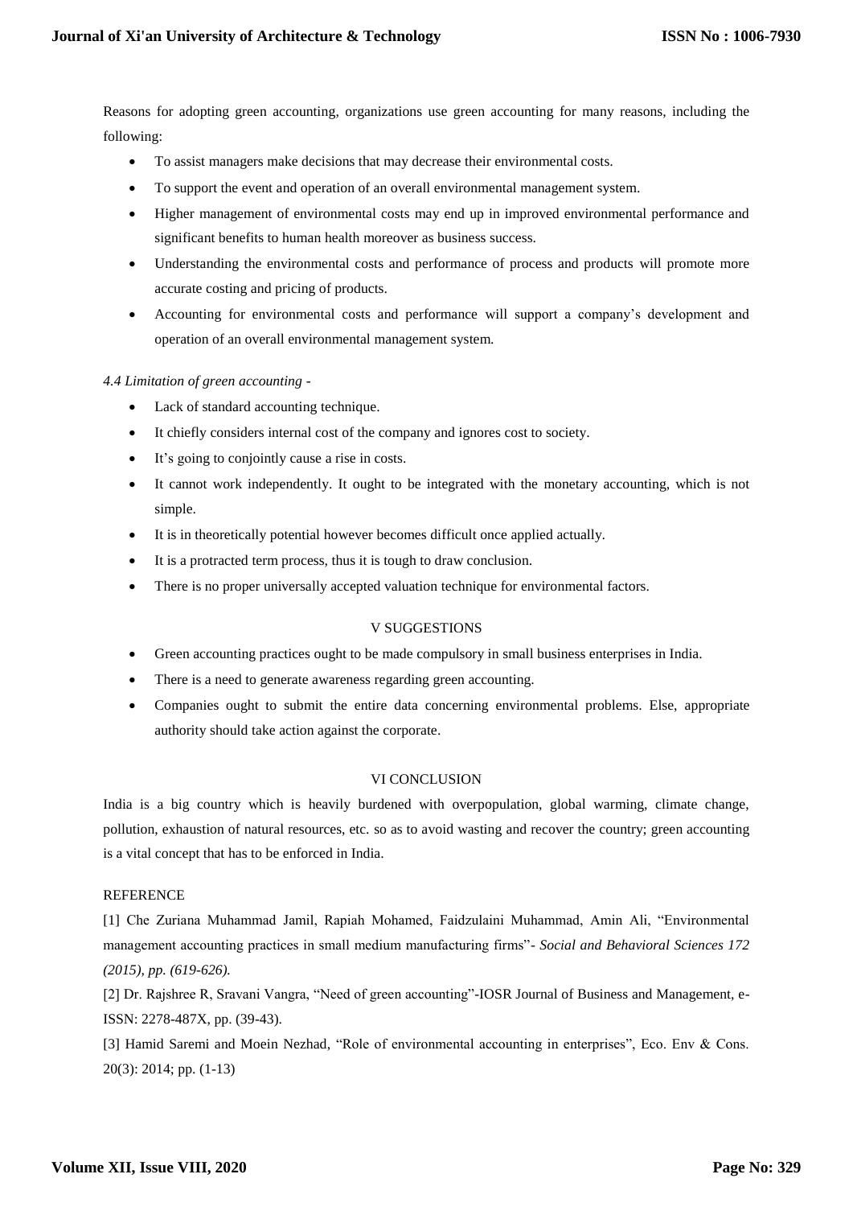Reasons for adopting green accounting, organizations use green accounting for many reasons, including the following:

- To assist managers make decisions that may decrease their environmental costs.
- To support the event and operation of an overall environmental management system.
- Higher management of environmental costs may end up in improved environmental performance and significant benefits to human health moreover as business success.
- Understanding the environmental costs and performance of process and products will promote more accurate costing and pricing of products.
- Accounting for environmental costs and performance will support a company's development and operation of an overall environmental management system.

*4.4 Limitation of green accounting -*

- Lack of standard accounting technique.
- It chiefly considers internal cost of the company and ignores cost to society.
- It's going to conjointly cause a rise in costs.
- It cannot work independently. It ought to be integrated with the monetary accounting, which is not simple.
- It is in theoretically potential however becomes difficult once applied actually.
- It is a protracted term process, thus it is tough to draw conclusion.
- There is no proper universally accepted valuation technique for environmental factors.

## V SUGGESTIONS

- Green accounting practices ought to be made compulsory in small business enterprises in India.
- There is a need to generate awareness regarding green accounting.
- Companies ought to submit the entire data concerning environmental problems. Else, appropriate authority should take action against the corporate.

## VI CONCLUSION

India is a big country which is heavily burdened with overpopulation, global warming, climate change, pollution, exhaustion of natural resources, etc. so as to avoid wasting and recover the country; green accounting is a vital concept that has to be enforced in India.

## REFERENCE

[1] Che Zuriana Muhammad Jamil, Rapiah Mohamed, Faidzulaini Muhammad, Amin Ali, "Environmental management accounting practices in small medium manufacturing firms"- *Social and Behavioral Sciences 172 (2015), pp. (619-626).*

[2] Dr. Rajshree R, Sravani Vangra, "Need of green accounting"-IOSR Journal of Business and Management, e-ISSN: 2278-487X, pp. (39-43).

[3] Hamid Saremi and Moein Nezhad, "Role of environmental accounting in enterprises", Eco. Env & Cons. 20(3): 2014; pp. (1-13)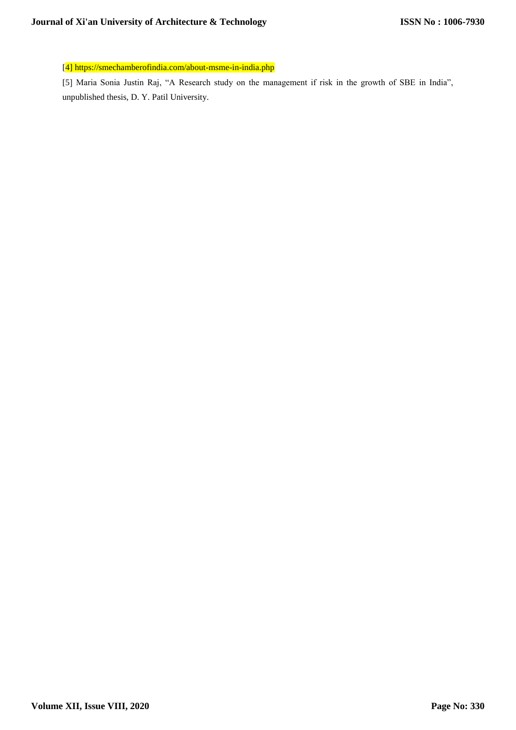[4] https://smechamberofindia.com/about-msme-in-india.php

[5] Maria Sonia Justin Raj, "A Research study on the management if risk in the growth of SBE in India", unpublished thesis, D. Y. Patil University.